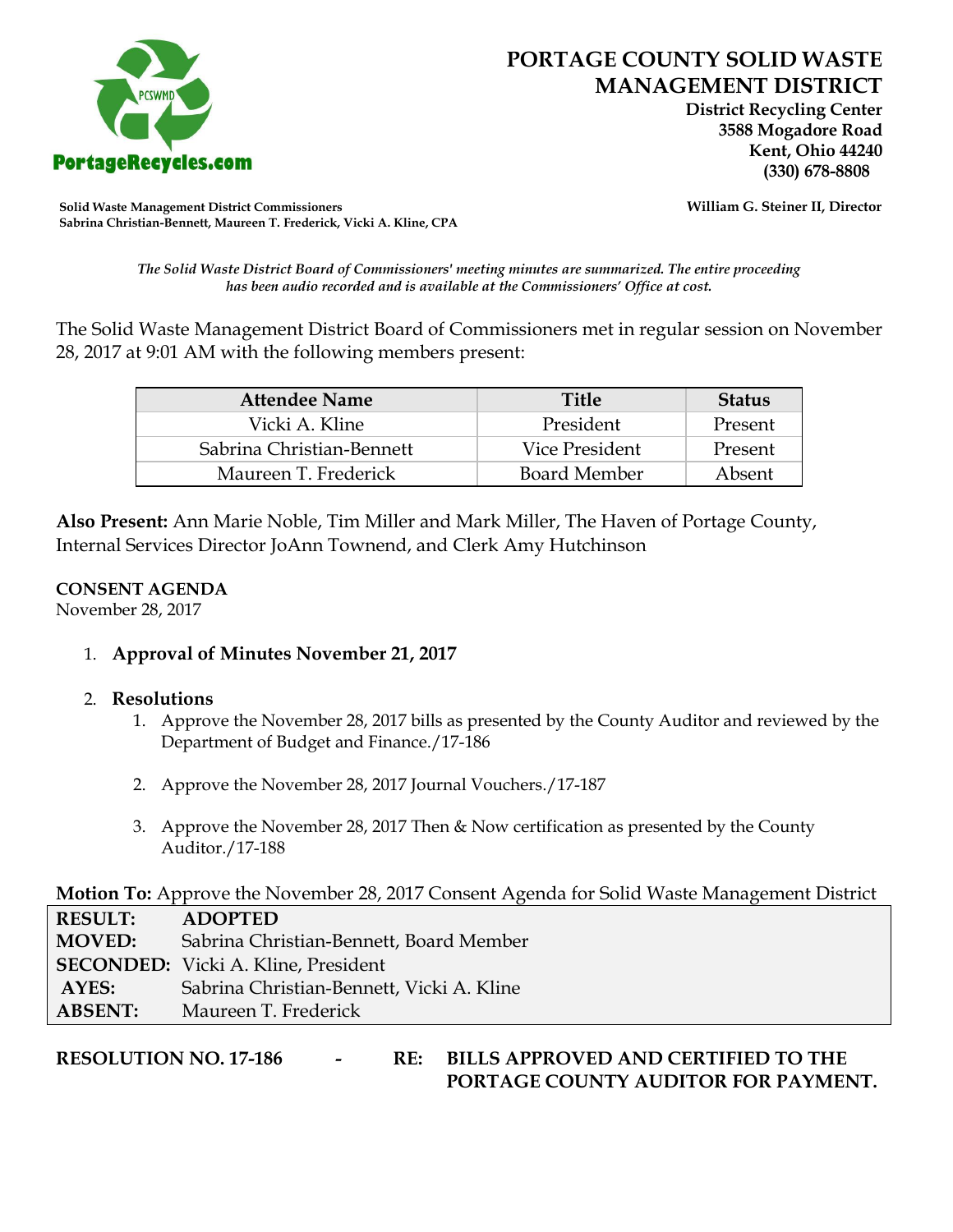# PORTAGE COUNTY SOLID WASTE MANAGEMENT DISTRICT

**District Recycling Center**
**3588 Mogadore Road**
**Kent, Ohio 44240**
**(330) 678-8808**

PortageRecycles.com

**Solid Waste Management District Commissioners**
**Sabrina Christian-Bennett, Maureen T. Frederick, Vicki A. Kline, CPA**

**William G. Steiner II, Director**

*The Solid Waste District Board of Commissioners' meeting minutes are summarized. The entire proceeding has been audio recorded and is available at the Commissioners' Office at cost.*

The Solid Waste Management District Board of Commissioners met in regular session on November 28, 2017 at 9:01 AM with the following members present:

| Attendee Name | Title | Status |
|---|---|---|
| Vicki A. Kline | President | Present |
| Sabrina Christian-Bennett | Vice President | Present |
| Maureen T. Frederick | Board Member | Absent |

**Also Present:** Ann Marie Noble, Tim Miller and Mark Miller, The Haven of Portage County, Internal Services Director JoAnn Townend, and Clerk Amy Hutchinson

**CONSENT AGENDA**
November 28, 2017

1. **Approval of Minutes November 21, 2017**

2. **Resolutions**
    1. Approve the November 28, 2017 bills as presented by the County Auditor and reviewed by the Department of Budget and Finance./17-186

    2. Approve the November 28, 2017 Journal Vouchers./17-187

    3. Approve the November 28, 2017 Then & Now certification as presented by the County Auditor./17-188

**Motion To:** Approve the November 28, 2017 Consent Agenda for Solid Waste Management District

| | |
|---|---|
| **RESULT:** | **ADOPTED** |
| **MOVED:** | Sabrina Christian-Bennett, Board Member |
| **SECONDED:** | Vicki A. Kline, President |
| **AYES:** | Sabrina Christian-Bennett, Vicki A. Kline |
| **ABSENT:** | Maureen T. Frederick |

**RESOLUTION NO. 17-186 - RE: BILLS APPROVED AND CERTIFIED TO THE PORTAGE COUNTY AUDITOR FOR PAYMENT.**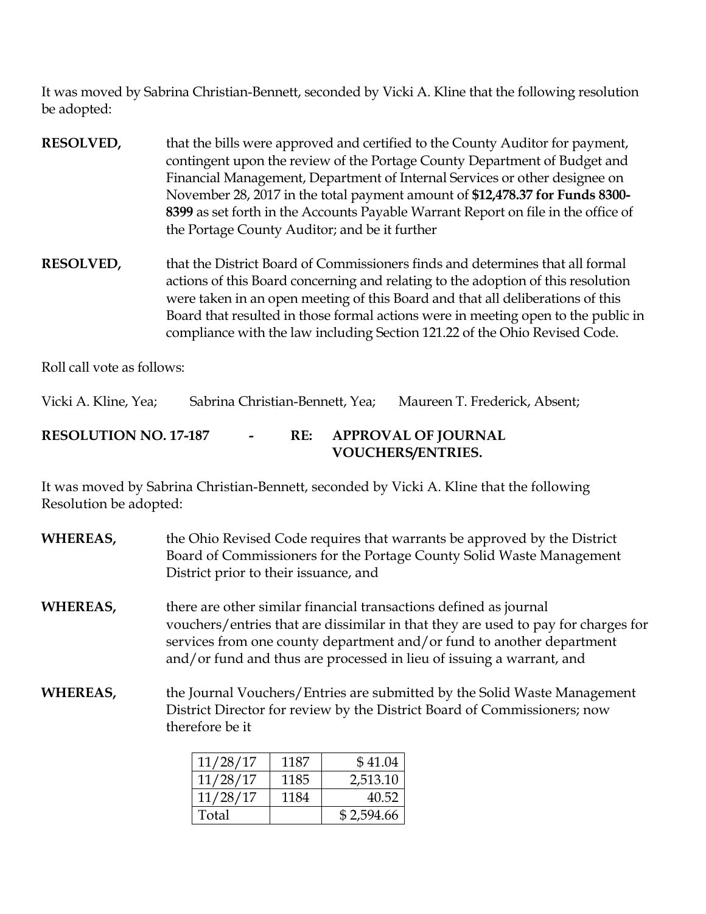It was moved by Sabrina Christian-Bennett, seconded by Vicki A. Kline that the following resolution be adopted:

**RESOLVED,** that the bills were approved and certified to the County Auditor for payment, contingent upon the review of the Portage County Department of Budget and Financial Management, Department of Internal Services or other designee on November 28, 2017 in the total payment amount of **$12,478.37 for Funds 8300-8399** as set forth in the Accounts Payable Warrant Report on file in the office of the Portage County Auditor; and be it further

**RESOLVED,** that the District Board of Commissioners finds and determines that all formal actions of this Board concerning and relating to the adoption of this resolution were taken in an open meeting of this Board and that all deliberations of this Board that resulted in those formal actions were in meeting open to the public in compliance with the law including Section 121.22 of the Ohio Revised Code.

Roll call vote as follows:

Vicki A. Kline, Yea; Sabrina Christian-Bennett, Yea; Maureen T. Frederick, Absent;

**RESOLUTION NO. 17-187 - RE: APPROVAL OF JOURNAL VOUCHERS/ENTRIES.**

It was moved by Sabrina Christian-Bennett, seconded by Vicki A. Kline that the following Resolution be adopted:

**WHEREAS,** the Ohio Revised Code requires that warrants be approved by the District Board of Commissioners for the Portage County Solid Waste Management District prior to their issuance, and

**WHEREAS,** there are other similar financial transactions defined as journal vouchers/entries that are dissimilar in that they are used to pay for charges for services from one county department and/or fund to another department and/or fund and thus are processed in lieu of issuing a warrant, and

**WHEREAS,** the Journal Vouchers/Entries are submitted by the Solid Waste Management District Director for review by the District Board of Commissioners; now therefore be it

| | | |
|---|---|---|
| 11/28/17 | 1187 | $ 41.04 |
| 11/28/17 | 1185 | 2,513.10 |
| 11/28/17 | 1184 | 40.52 |
| Total | | $ 2,594.66 |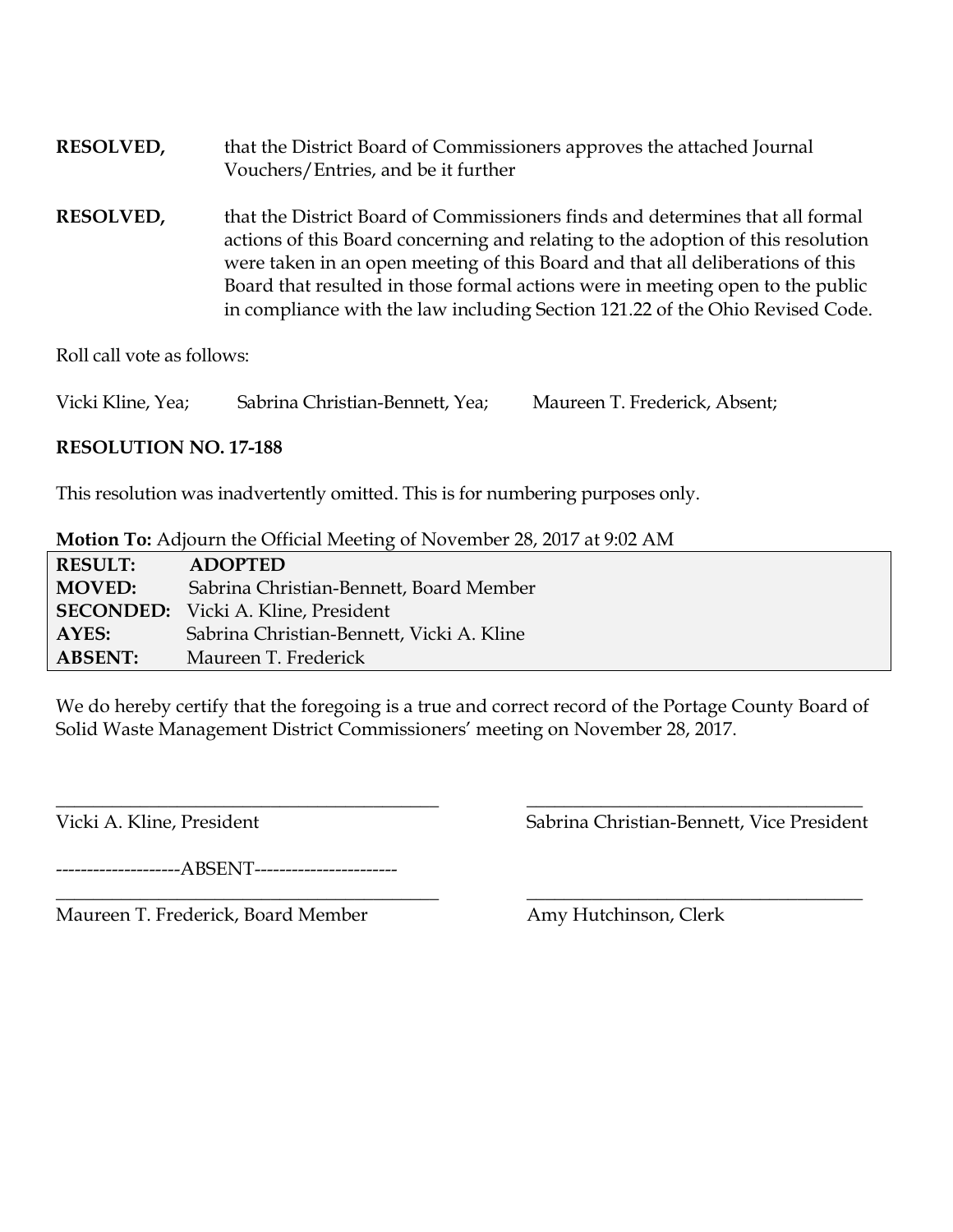**RESOLVED,** that the District Board of Commissioners approves the attached Journal Vouchers/Entries, and be it further

**RESOLVED,** that the District Board of Commissioners finds and determines that all formal actions of this Board concerning and relating to the adoption of this resolution were taken in an open meeting of this Board and that all deliberations of this Board that resulted in those formal actions were in meeting open to the public in compliance with the law including Section 121.22 of the Ohio Revised Code.

Roll call vote as follows:

Vicki Kline, Yea; Sabrina Christian-Bennett, Yea; Maureen T. Frederick, Absent;

**RESOLUTION NO. 17-188**

This resolution was inadvertently omitted. This is for numbering purposes only.

**Motion To:** Adjourn the Official Meeting of November 28, 2017 at 9:02 AM

| | |
|---|---|
| **RESULT:** | **ADOPTED** |
| **MOVED:** | Sabrina Christian-Bennett, Board Member |
| **SECONDED:** | Vicki A. Kline, President |
| **AYES:** | Sabrina Christian-Bennett, Vicki A. Kline |
| **ABSENT:** | Maureen T. Frederick |

We do hereby certify that the foregoing is a true and correct record of the Portage County Board of Solid Waste Management District Commissioners' meeting on November 28, 2017.

\_\_\_\_\_\_\_\_\_\_\_\_\_\_\_\_\_\_\_\_\_\_\_\_\_\_\_\_\_\_\_\_\_\_\_\_\_\_\_\_
Vicki A. Kline, President

\_\_\_\_\_\_\_\_\_\_\_\_\_\_\_\_\_\_\_\_\_\_\_\_\_\_\_\_\_\_\_\_\_\_\_\_\_\_\_\_
Sabrina Christian-Bennett, Vice President

--------------------ABSENT-----------------------
\_\_\_\_\_\_\_\_\_\_\_\_\_\_\_\_\_\_\_\_\_\_\_\_\_\_\_\_\_\_\_\_\_\_\_\_\_\_\_\_
Maureen T. Frederick, Board Member

\_\_\_\_\_\_\_\_\_\_\_\_\_\_\_\_\_\_\_\_\_\_\_\_\_\_\_\_\_\_\_\_\_\_\_\_\_\_\_\_
Amy Hutchinson, Clerk